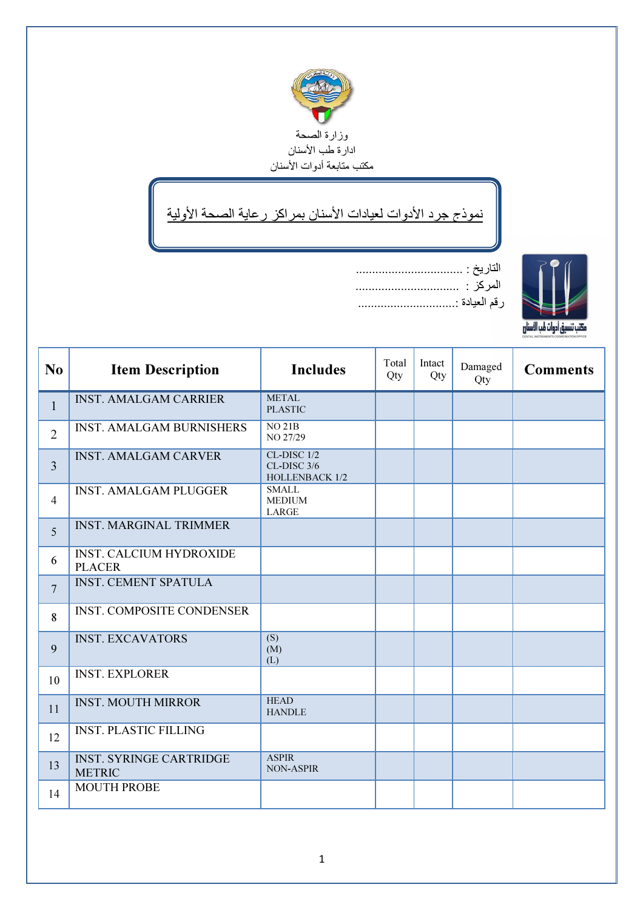وزارة الصحة
ادارة طب الأسنان
مكتب متابعة أدوات الأسنان

# نموذج جرد الأدوات لعيادات الأسنان بمراكز رعاية الصحة الأولية

التاريخ : ................................
المركز : ...............................
رقم العيادة :..............................

مكتب تنسيق أدوات طب الأسنان
DENTAL INSTRUMENTS COORDINATION OFFICE

| No | Item Description | Includes | Total Qty | Intact Qty | Damaged Qty | Comments |
|---|---|---|---|---|---|---|
| 1 | INST. AMALGAM CARRIER | METAL<br>PLASTIC | | | | |
| 2 | INST. AMALGAM BURNISHERS | NO 21B<br>NO 27/29 | | | | |
| 3 | INST. AMALGAM CARVER | CL-DISC 1/2<br>CL-DISC 3/6<br>HOLLENBACK 1/2 | | | | |
| 4 | INST. AMALGAM PLUGGER | SMALL<br>MEDIUM<br>LARGE | | | | |
| 5 | INST. MARGINAL TRIMMER | | | | | |
| 6 | INST. CALCIUM HYDROXIDE PLACER | | | | | |
| 7 | INST. CEMENT SPATULA | | | | | |
| 8 | INST. COMPOSITE CONDENSER | | | | | |
| 9 | INST. EXCAVATORS | (S)<br>(M)<br>(L) | | | | |
| 10 | INST. EXPLORER | | | | | |
| 11 | INST. MOUTH MIRROR | HEAD<br>HANDLE | | | | |
| 12 | INST. PLASTIC FILLING | | | | | |
| 13 | INST. SYRINGE CARTRIDGE METRIC | ASPIR<br>NON-ASPIR | | | | |
| 14 | MOUTH PROBE | | | | | |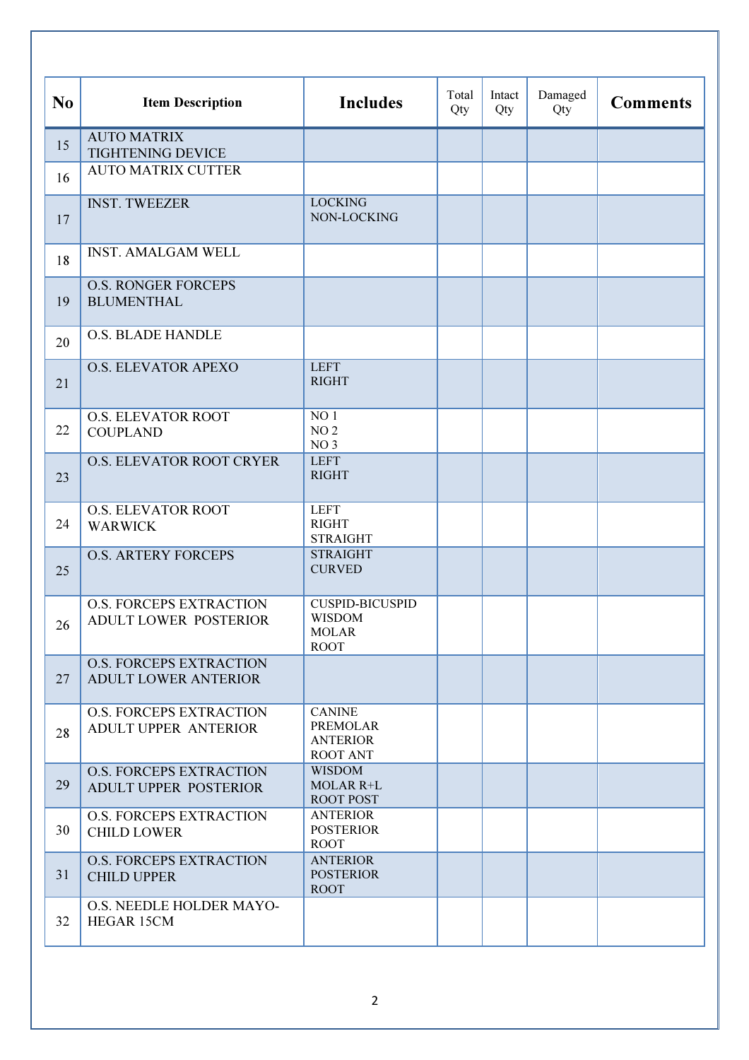| No | Item Description | Includes | Total Qty | Intact Qty | Damaged Qty | Comments |
|---|---|---|---|---|---|---|
| 15 | AUTO MATRIX TIGHTENING DEVICE | | | | | |
| 16 | AUTO MATRIX CUTTER | | | | | |
| 17 | INST. TWEEZER | LOCKING<br>NON-LOCKING | | | | |
| 18 | INST. AMALGAM WELL | | | | | |
| 19 | O.S. RONGER FORCEPS BLUMENTHAL | | | | | |
| 20 | O.S. BLADE HANDLE | | | | | |
| 21 | O.S. ELEVATOR APEXO | LEFT<br>RIGHT | | | | |
| 22 | O.S. ELEVATOR ROOT COUPLAND | NO 1<br>NO 2<br>NO 3 | | | | |
| 23 | O.S. ELEVATOR ROOT CRYER | LEFT<br>RIGHT | | | | |
| 24 | O.S. ELEVATOR ROOT WARWICK | LEFT<br>RIGHT<br>STRAIGHT | | | | |
| 25 | O.S. ARTERY FORCEPS | STRAIGHT<br>CURVED | | | | |
| 26 | O.S. FORCEPS EXTRACTION ADULT LOWER POSTERIOR | CUSPID-BICUSPID<br>WISDOM<br>MOLAR<br>ROOT | | | | |
| 27 | O.S. FORCEPS EXTRACTION ADULT LOWER ANTERIOR | | | | | |
| 28 | O.S. FORCEPS EXTRACTION ADULT UPPER ANTERIOR | CANINE<br>PREMOLAR<br>ANTERIOR<br>ROOT ANT | | | | |
| 29 | O.S. FORCEPS EXTRACTION ADULT UPPER POSTERIOR | WISDOM<br>MOLAR R+L<br>ROOT POST | | | | |
| 30 | O.S. FORCEPS EXTRACTION CHILD LOWER | ANTERIOR<br>POSTERIOR<br>ROOT | | | | |
| 31 | O.S. FORCEPS EXTRACTION CHILD UPPER | ANTERIOR<br>POSTERIOR<br>ROOT | | | | |
| 32 | O.S. NEEDLE HOLDER MAYO-HEGAR 15CM | | | | | |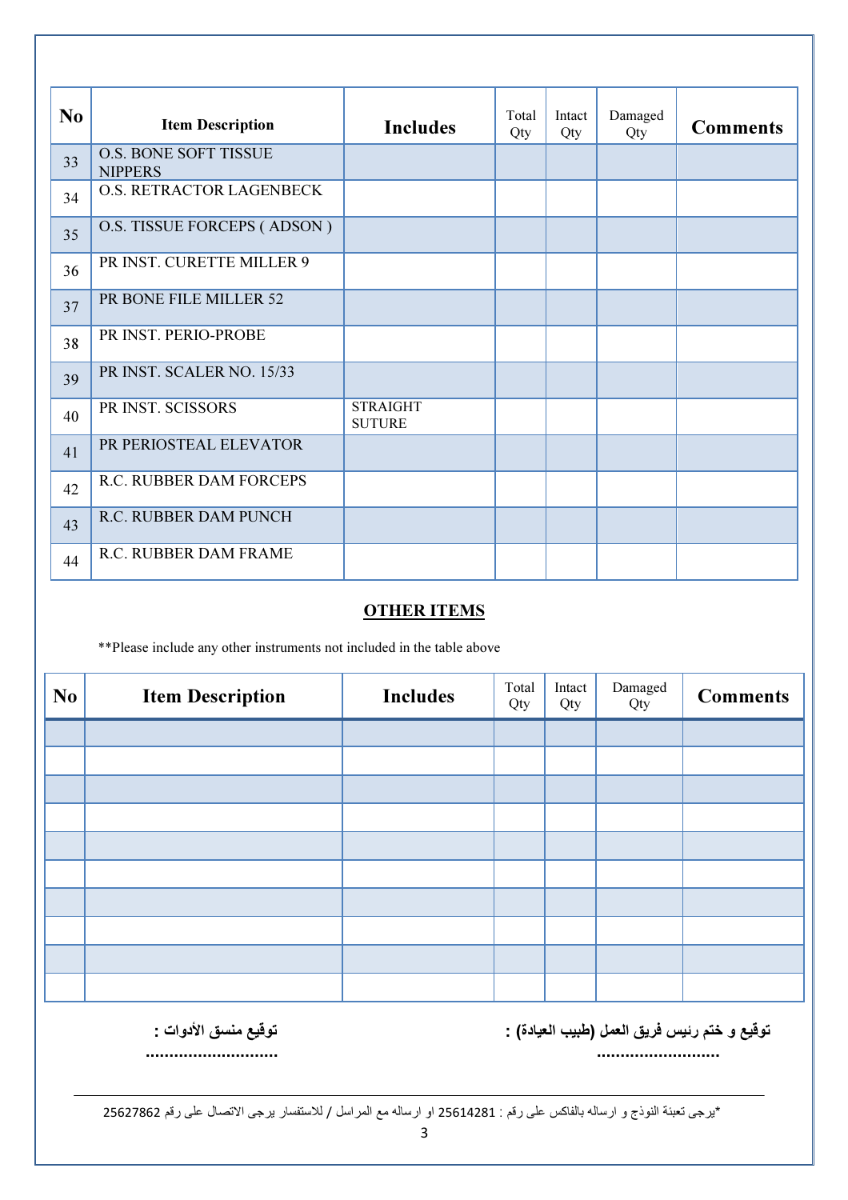| No | Item Description | Includes | Total Qty | Intact Qty | Damaged Qty | Comments |
|---|---|---|---|---|---|---|
| 33 | O.S. BONE SOFT TISSUE NIPPERS | | | | | |
| 34 | O.S. RETRACTOR LAGENBECK | | | | | |
| 35 | O.S. TISSUE FORCEPS ( ADSON ) | | | | | |
| 36 | PR INST. CURETTE MILLER 9 | | | | | |
| 37 | PR BONE FILE MILLER 52 | | | | | |
| 38 | PR INST. PERIO-PROBE | | | | | |
| 39 | PR INST. SCALER NO. 15/33 | | | | | |
| 40 | PR INST. SCISSORS | STRAIGHT SUTURE | | | | |
| 41 | PR PERIOSTEAL ELEVATOR | | | | | |
| 42 | R.C. RUBBER DAM FORCEPS | | | | | |
| 43 | R.C. RUBBER DAM PUNCH | | | | | |
| 44 | R.C. RUBBER DAM FRAME | | | | | |

## OTHER ITEMS

**Please include any other instruments not included in the table above

| No | Item Description | Includes | Total Qty | Intact Qty | Damaged Qty | Comments |
|---|---|---|---|---|---|---|
| | | | | | | |
| | | | | | | |
| | | | | | | |
| | | | | | | |
| | | | | | | |
| | | | | | | |
| | | | | | | |
| | | | | | | |
| | | | | | | |
| | | | | | | |

**توقيع و ختم رئيس فريق العمل (طبيب العيادة) :** ..........................

**توقيع منسق الأدوات :** ............................

*يرجى تعبئة النوذج و ارساله بالفاكس على رقم : 25614281 او ارساله مع المراسل / للاستفسار يرجى الاتصال على رقم 25627862